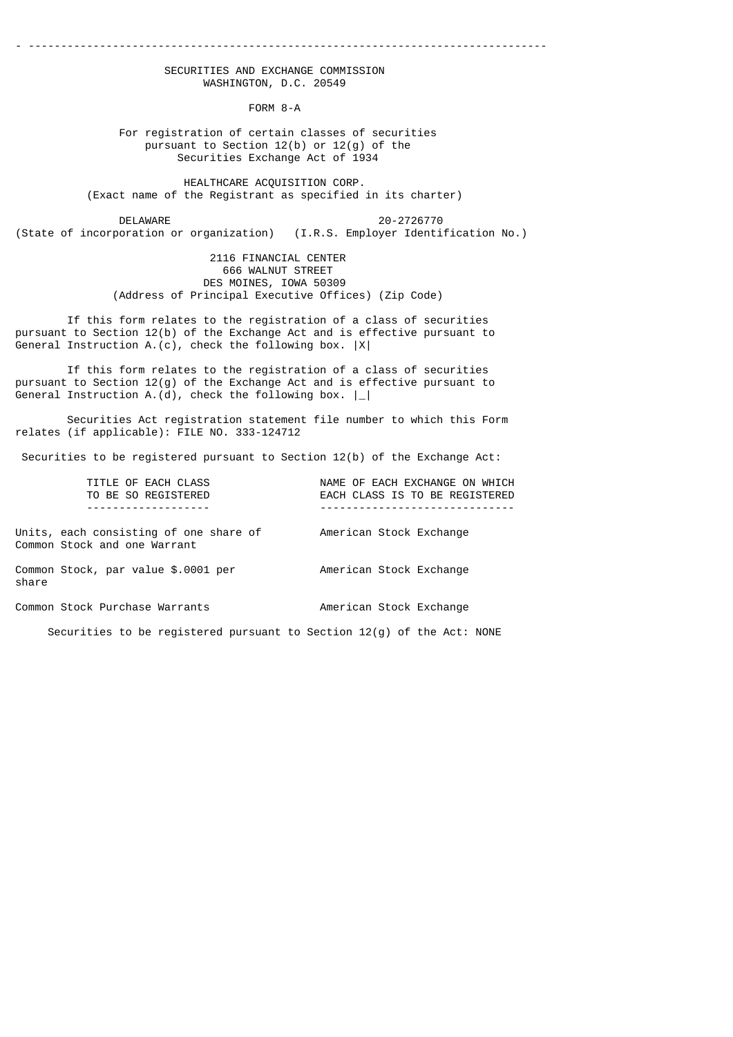SECURITIES AND EXCHANGE COMMISSION
WASHINGTON, D.C. 20549

# FORM 8-A

For registration of certain classes of securities pursuant to Section 12(b) or 12(g) of the Securities Exchange Act of 1934

## HEALTHCARE ACQUISITION CORP.

(Exact name of the Registrant as specified in its charter)

| DELAWARE | 20-2726770 |
|---|---|
| (State of incorporation or organization) | (I.R.S. Employer Identification No.) |

2116 FINANCIAL CENTER
666 WALNUT STREET
DES MOINES, IOWA 50309
(Address of Principal Executive Offices) (Zip Code)

If this form relates to the registration of a class of securities pursuant to Section 12(b) of the Exchange Act and is effective pursuant to General Instruction A.(c), check the following box. |X|

If this form relates to the registration of a class of securities pursuant to Section 12(g) of the Exchange Act and is effective pursuant to General Instruction A.(d), check the following box. |_|

Securities Act registration statement file number to which this Form relates (if applicable): FILE NO. 333-124712

Securities to be registered pursuant to Section 12(b) of the Exchange Act:

| TITLE OF EACH CLASS TO BE SO REGISTERED | NAME OF EACH EXCHANGE ON WHICH EACH CLASS IS TO BE REGISTERED |
|---|---|
| Units, each consisting of one share of Common Stock and one Warrant | American Stock Exchange |
| Common Stock, par value $.0001 per share | American Stock Exchange |
| Common Stock Purchase Warrants | American Stock Exchange |

Securities to be registered pursuant to Section 12(g) of the Act: NONE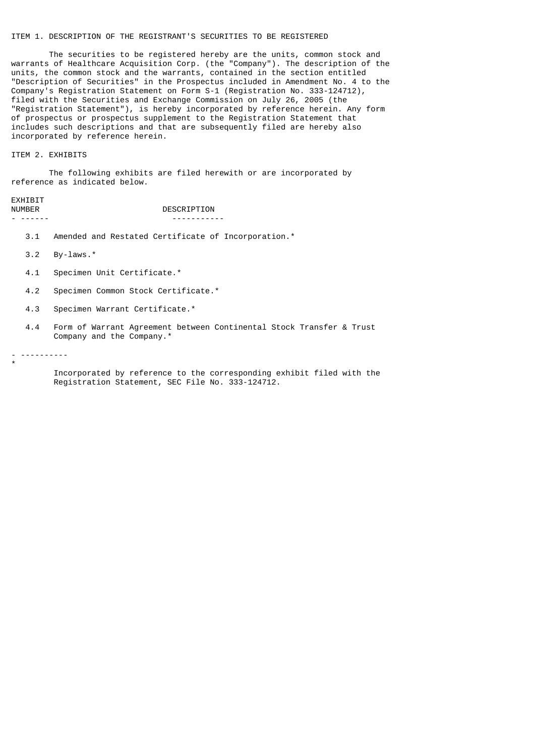## ITEM 1. DESCRIPTION OF THE REGISTRANT'S SECURITIES TO BE REGISTERED

The securities to be registered hereby are the units, common stock and warrants of Healthcare Acquisition Corp. (the "Company"). The description of the units, the common stock and the warrants, contained in the section entitled "Description of Securities" in the Prospectus included in Amendment No. 4 to the Company's Registration Statement on Form S-1 (Registration No. 333-124712), filed with the Securities and Exchange Commission on July 26, 2005 (the "Registration Statement"), is hereby incorporated by reference herein. Any form of prospectus or prospectus supplement to the Registration Statement that includes such descriptions and that are subsequently filed are hereby also incorporated by reference herein.

## ITEM 2. EXHIBITS

The following exhibits are filed herewith or are incorporated by reference as indicated below.

| EXHIBIT NUMBER | DESCRIPTION |
| --- | --- |
| 3.1 | Amended and Restated Certificate of Incorporation.* |
| 3.2 | By-laws.* |
| 4.1 | Specimen Unit Certificate.* |
| 4.2 | Specimen Common Stock Certificate.* |
| 4.3 | Specimen Warrant Certificate.* |
| 4.4 | Form of Warrant Agreement between Continental Stock Transfer & Trust Company and the Company.* |

----------

\* Incorporated by reference to the corresponding exhibit filed with the Registration Statement, SEC File No. 333-124712.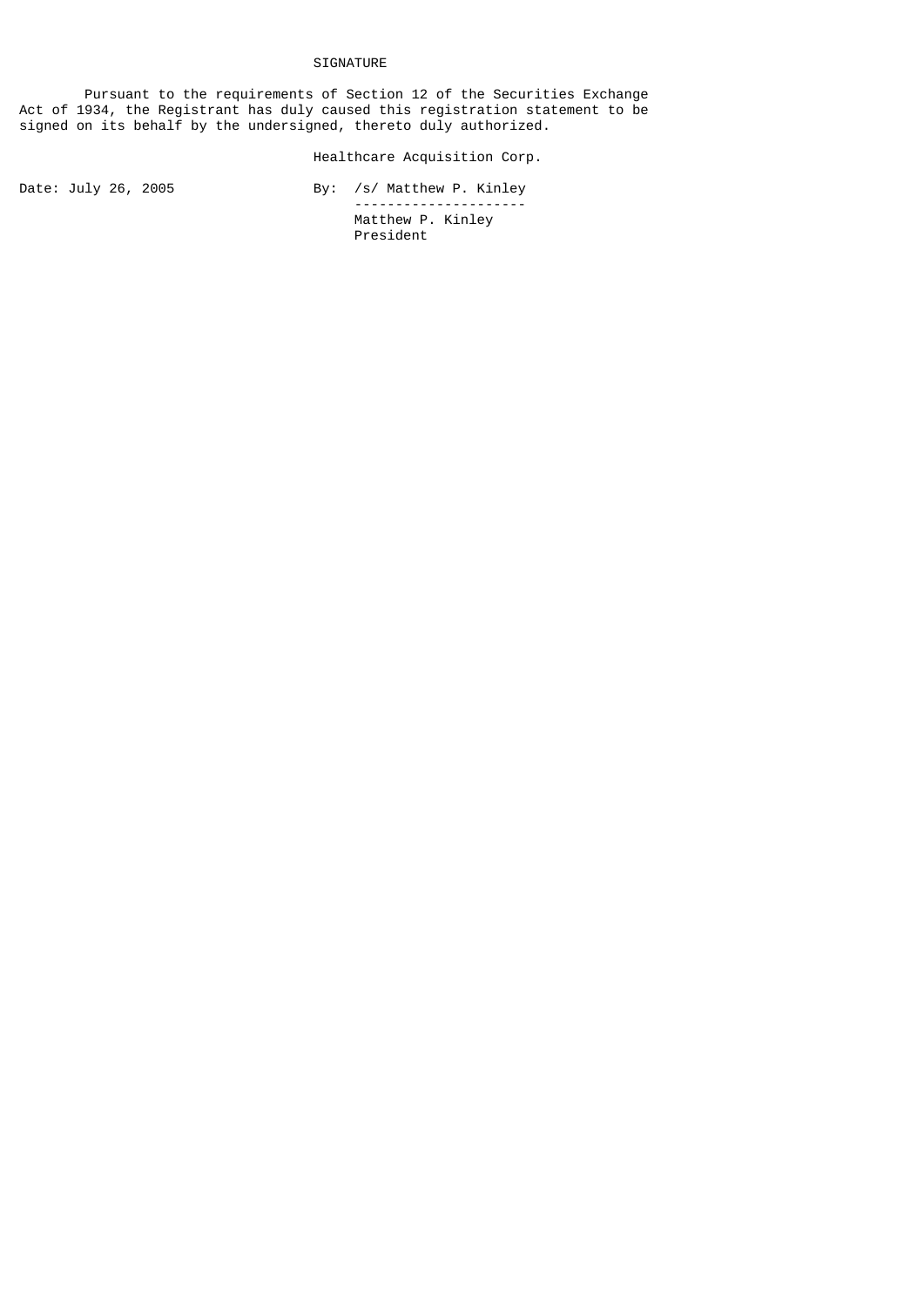SIGNATURE

Pursuant to the requirements of Section 12 of the Securities Exchange Act of 1934, the Registrant has duly caused this registration statement to be signed on its behalf by the undersigned, thereto duly authorized.

Healthcare Acquisition Corp.

Date: July 26, 2005

By: /s/ Matthew P. Kinley

---------------------

Matthew P. Kinley

President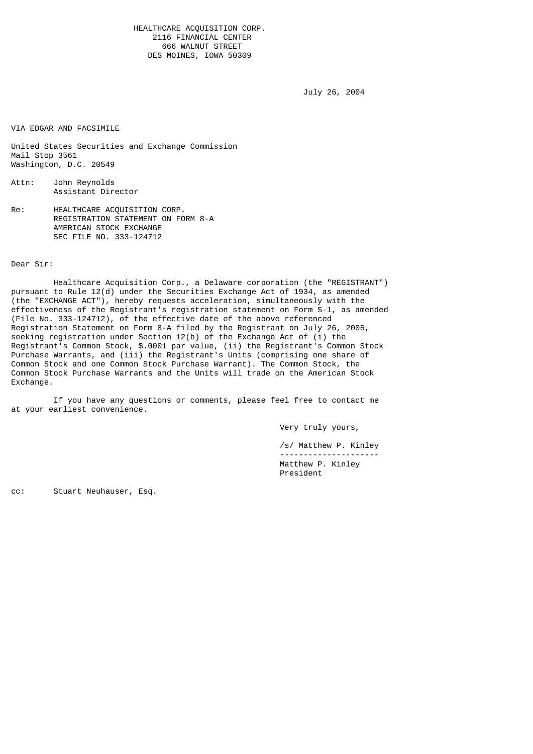HEALTHCARE ACQUISITION CORP.
2116 FINANCIAL CENTER
666 WALNUT STREET
DES MOINES, IOWA 50309

July 26, 2004

VIA EDGAR AND FACSIMILE

United States Securities and Exchange Commission
Mail Stop 3561
Washington, D.C. 20549

Attn: John Reynolds
Assistant Director

Re: HEALTHCARE ACQUISITION CORP.
REGISTRATION STATEMENT ON FORM 8-A
AMERICAN STOCK EXCHANGE
SEC FILE NO. 333-124712

Dear Sir:

Healthcare Acquisition Corp., a Delaware corporation (the "REGISTRANT") pursuant to Rule 12(d) under the Securities Exchange Act of 1934, as amended (the "EXCHANGE ACT"), hereby requests acceleration, simultaneously with the effectiveness of the Registrant's registration statement on Form S-1, as amended (File No. 333-124712), of the effective date of the above referenced Registration Statement on Form 8-A filed by the Registrant on July 26, 2005, seeking registration under Section 12(b) of the Exchange Act of (i) the Registrant's Common Stock, $.0001 par value, (ii) the Registrant's Common Stock Purchase Warrants, and (iii) the Registrant's Units (comprising one share of Common Stock and one Common Stock Purchase Warrant). The Common Stock, the Common Stock Purchase Warrants and the Units will trade on the American Stock Exchange.

If you have any questions or comments, please feel free to contact me at your earliest convenience.

Very truly yours,

/s/ Matthew P. Kinley

Matthew P. Kinley
President

cc: Stuart Neuhauser, Esq.